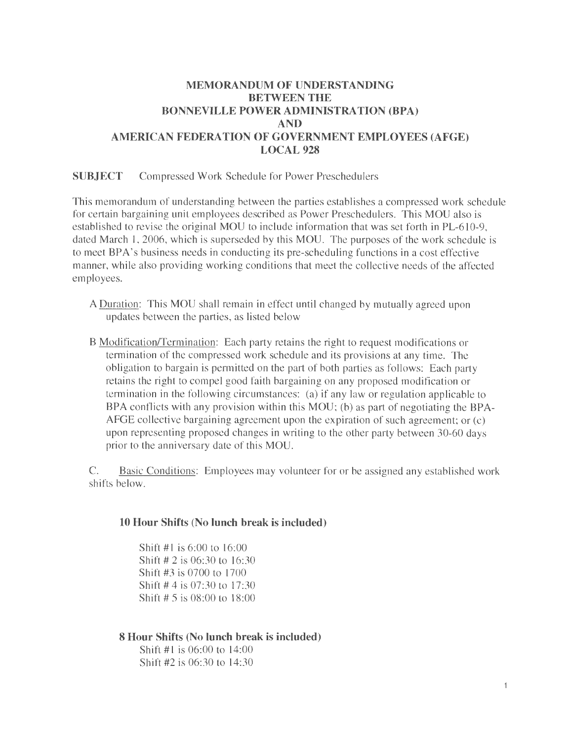# MEMORANDUM OF UNDERSTANDING BETWEEN THE BONNEVILLE POWER ADMINISTRATION (BPA) AND AMERICAN FEDERATION OF GOVERNMENT EMPLOYEES (AFGE) LOCAL 928

**SUBJECT** Compressed Work Schedule for Power Preschedulers

This memorandum of understanding between the parties establishes a compressed work schedule for certain bargaining unit employees described as Power Preschedulers. This MOU also is established to revise the original MOU to include information that was set forth in PL-610-9, dated March 1, 2006, which is superseded by this MOU. The purposes of the work schedule is to meet BPA's business needs in conducting its pre-scheduling functions in a cost effective manner, while also providing working conditions that meet the collective needs of the affected employees.

A <u>Duration</u>: This MOU shall remain in effect until changed by mutually agreed upon updates between the parties, as listed below

B <u>Modification/Termination</u>: Each party retains the right to request modifications or termination of the compressed work schedule and its provisions at any time. The obligation to bargain is permitted on the part of both parties as follows: Each party retains the right to compel good faith bargaining on any proposed modification or termination in the following circumstances: (a) if any law or regulation applicable to BPA conflicts with any provision within this MOU; (b) as part of negotiating the BPA-AFGE collective bargaining agreement upon the expiration of such agreement; or (c) upon representing proposed changes in writing to the other party between 30-60 days prior to the anniversary date of this MOU.

C. <u>Basic Conditions</u>: Employees may volunteer for or be assigned any established work shifts below.

**10 Hour Shifts (No lunch break is included)**

Shift #1 is 6:00 to 16:00
Shift # 2 is 06:30 to 16:30
Shift #3 is 0700 to 1700
Shift # 4 is 07:30 to 17:30
Shift # 5 is 08:00 to 18:00

**8 Hour Shifts (No lunch break is included)**

Shift #1 is 06:00 to 14:00
Shift #2 is 06:30 to 14:30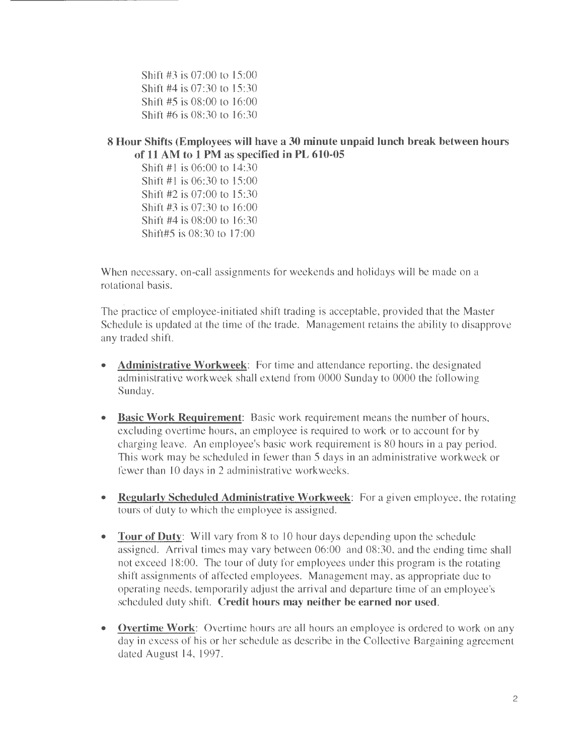Shift #3 is 07:00 to 15:00
Shift #4 is 07:30 to 15:30
Shift #5 is 08:00 to 16:00
Shift #6 is 08:30 to 16:30

**8 Hour Shifts (Employees will have a 30 minute unpaid lunch break between hours of 11 AM to 1 PM as specified in PL 610-05**

Shift #1 is 06:00 to 14:30
Shift #1 is 06:30 to 15:00
Shift #2 is 07:00 to 15:30
Shift #3 is 07:30 to 16:00
Shift #4 is 08:00 to 16:30
Shift#5 is 08:30 to 17:00

When necessary, on-call assignments for weekends and holidays will be made on a rotational basis.

The practice of employee-initiated shift trading is acceptable, provided that the Master Schedule is updated at the time of the trade. Management retains the ability to disapprove any traded shift.

- **Administrative Workweek**: For time and attendance reporting, the designated administrative workweek shall extend from 0000 Sunday to 0000 the following Sunday.

- **Basic Work Requirement**: Basic work requirement means the number of hours, excluding overtime hours, an employee is required to work or to account for by charging leave. An employee's basic work requirement is 80 hours in a pay period. This work may be scheduled in fewer than 5 days in an administrative workweek or fewer than 10 days in 2 administrative workweeks.

- **Regularly Scheduled Administrative Workweek**: For a given employee, the rotating tours of duty to which the employee is assigned.

- **Tour of Duty**: Will vary from 8 to 10 hour days depending upon the schedule assigned. Arrival times may vary between 06:00 and 08:30, and the ending time shall not exceed 18:00. The tour of duty for employees under this program is the rotating shift assignments of affected employees. Management may, as appropriate due to operating needs, temporarily adjust the arrival and departure time of an employee's scheduled duty shift. **Credit hours may neither be earned nor used**.

- **Overtime Work**: Overtime hours are all hours an employee is ordered to work on any day in excess of his or her schedule as describe in the Collective Bargaining agreement dated August 14, 1997.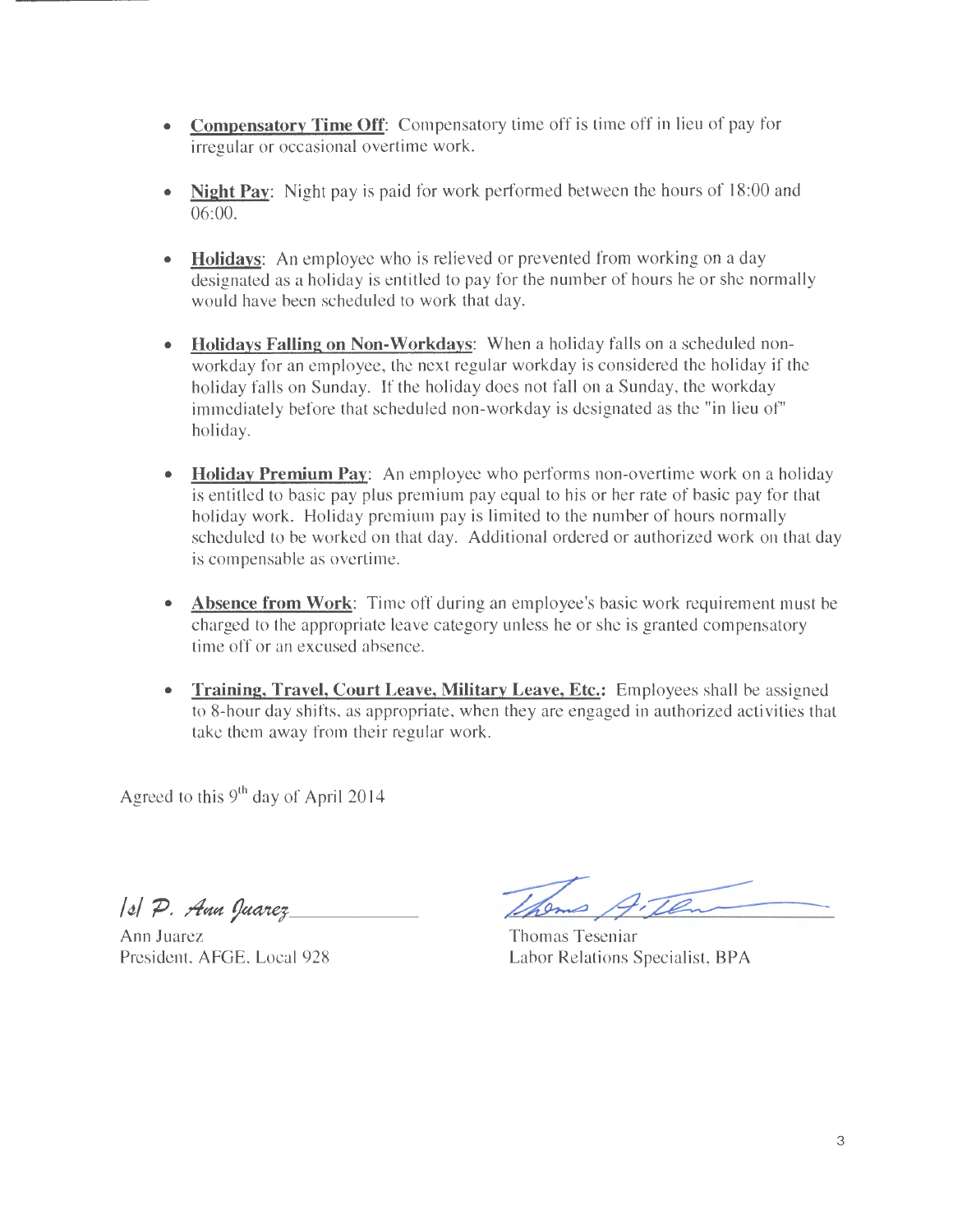- **Compensatory Time Off**: Compensatory time off is time off in lieu of pay for irregular or occasional overtime work.

- **Night Pay**: Night pay is paid for work performed between the hours of 18:00 and 06:00.

- **Holidays**: An employee who is relieved or prevented from working on a day designated as a holiday is entitled to pay for the number of hours he or she normally would have been scheduled to work that day.

- **Holidays Falling on Non-Workdays**: When a holiday falls on a scheduled non-workday for an employee, the next regular workday is considered the holiday if the holiday falls on Sunday. If the holiday does not fall on a Sunday, the workday immediately before that scheduled non-workday is designated as the "in lieu of" holiday.

- **Holiday Premium Pay**: An employee who performs non-overtime work on a holiday is entitled to basic pay plus premium pay equal to his or her rate of basic pay for that holiday work. Holiday premium pay is limited to the number of hours normally scheduled to be worked on that day. Additional ordered or authorized work on that day is compensable as overtime.

- **Absence from Work**: Time off during an employee's basic work requirement must be charged to the appropriate leave category unless he or she is granted compensatory time off or an excused absence.

- **Training, Travel, Court Leave, Military Leave, Etc.:** Employees shall be assigned to 8-hour day shifts, as appropriate, when they are engaged in authorized activities that take them away from their regular work.

Agreed to this 9th day of April 2014

/s/ P. Ann Juarez

Ann Juarez
President, AFGE, Local 928

Thomas Teseniar
Labor Relations Specialist, BPA